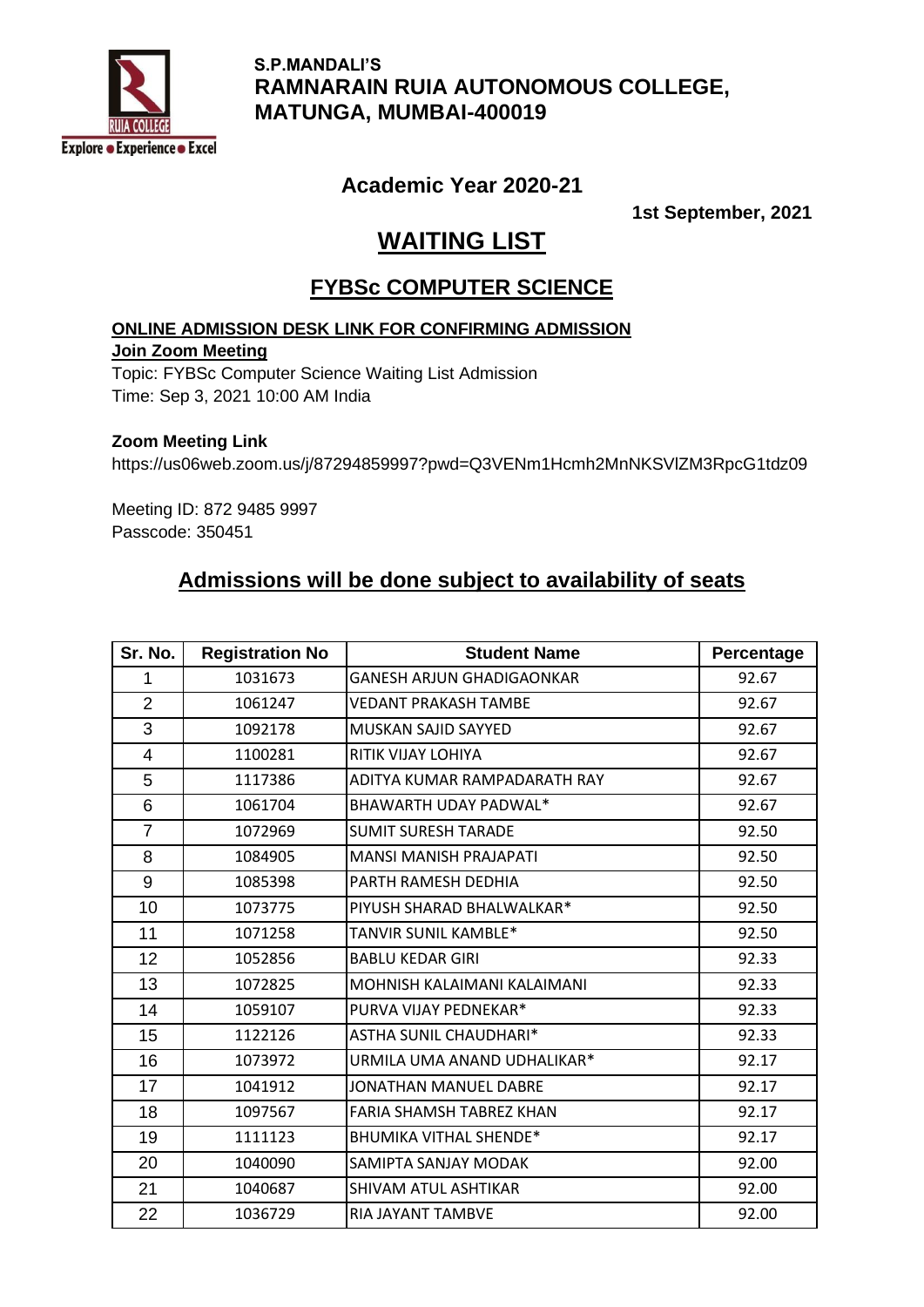**S.P.MANDALI'S**
**RAMNARAIN RUIA AUTONOMOUS COLLEGE,**
**MATUNGA, MUMBAI-400019**

## Academic Year 2020-21

**1st September, 2021**

# WAITING LIST

## FYBSc COMPUTER SCIENCE

**ONLINE ADMISSION DESK LINK FOR CONFIRMING ADMISSION**

**Join Zoom Meeting**

Topic: FYBSc Computer Science Waiting List Admission
Time: Sep 3, 2021 10:00 AM India

**Zoom Meeting Link**

https://us06web.zoom.us/j/87294859997?pwd=Q3VENm1Hcmh2MnNKSVlZM3RpcG1tdz09

Meeting ID: 872 9485 9997
Passcode: 350451

## Admissions will be done subject to availability of seats

| Sr. No. | Registration No | Student Name | Percentage |
|---|---|---|---|
| 1 | 1031673 | GANESH ARJUN GHADIGAONKAR | 92.67 |
| 2 | 1061247 | VEDANT PRAKASH TAMBE | 92.67 |
| 3 | 1092178 | MUSKAN SAJID SAYYED | 92.67 |
| 4 | 1100281 | RITIK VIJAY LOHIYA | 92.67 |
| 5 | 1117386 | ADITYA KUMAR RAMPADARATH RAY | 92.67 |
| 6 | 1061704 | BHAWARTH UDAY PADWAL* | 92.67 |
| 7 | 1072969 | SUMIT SURESH TARADE | 92.50 |
| 8 | 1084905 | MANSI MANISH PRAJAPATI | 92.50 |
| 9 | 1085398 | PARTH RAMESH DEDHIA | 92.50 |
| 10 | 1073775 | PIYUSH SHARAD BHALWALKAR* | 92.50 |
| 11 | 1071258 | TANVIR SUNIL KAMBLE* | 92.50 |
| 12 | 1052856 | BABLU KEDAR GIRI | 92.33 |
| 13 | 1072825 | MOHNISH KALAIMANI KALAIMANI | 92.33 |
| 14 | 1059107 | PURVA VIJAY PEDNEKAR* | 92.33 |
| 15 | 1122126 | ASTHA SUNIL CHAUDHARI* | 92.33 |
| 16 | 1073972 | URMILA UMA ANAND UDHALIKAR* | 92.17 |
| 17 | 1041912 | JONATHAN MANUEL DABRE | 92.17 |
| 18 | 1097567 | FARIA SHAMSH TABREZ KHAN | 92.17 |
| 19 | 1111123 | BHUMIKA VITHAL SHENDE* | 92.17 |
| 20 | 1040090 | SAMIPTA SANJAY MODAK | 92.00 |
| 21 | 1040687 | SHIVAM ATUL ASHTIKAR | 92.00 |
| 22 | 1036729 | RIA JAYANT TAMBVE | 92.00 |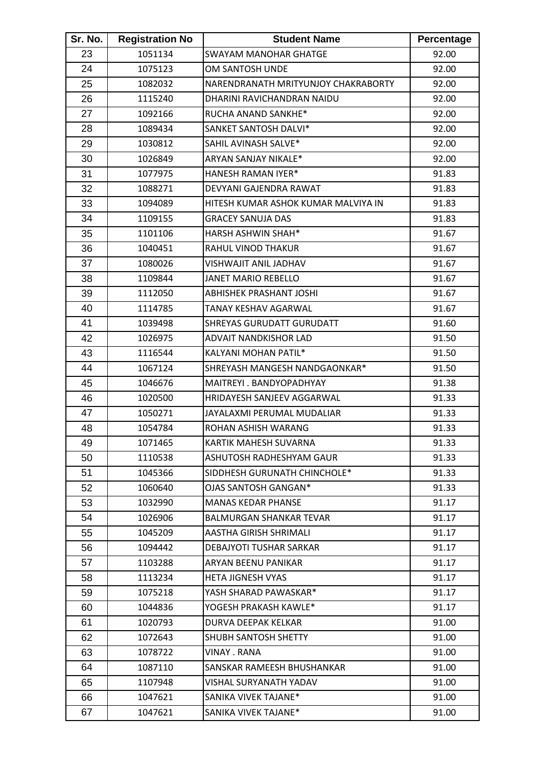| Sr. No. | Registration No | Student Name | Percentage |
|---|---|---|---|
| 23 | 1051134 | SWAYAM MANOHAR GHATGE | 92.00 |
| 24 | 1075123 | OM SANTOSH UNDE | 92.00 |
| 25 | 1082032 | NARENDRANATH MRITYUNJOY CHAKRABORTY | 92.00 |
| 26 | 1115240 | DHARINI RAVICHANDRAN NAIDU | 92.00 |
| 27 | 1092166 | RUCHA ANAND SANKHE* | 92.00 |
| 28 | 1089434 | SANKET SANTOSH DALVI* | 92.00 |
| 29 | 1030812 | SAHIL AVINASH SALVE* | 92.00 |
| 30 | 1026849 | ARYAN SANJAY NIKALE* | 92.00 |
| 31 | 1077975 | HANESH RAMAN IYER* | 91.83 |
| 32 | 1088271 | DEVYANI GAJENDRA RAWAT | 91.83 |
| 33 | 1094089 | HITESH KUMAR ASHOK KUMAR MALVIYA IN | 91.83 |
| 34 | 1109155 | GRACEY SANUJA DAS | 91.83 |
| 35 | 1101106 | HARSH ASHWIN SHAH* | 91.67 |
| 36 | 1040451 | RAHUL VINOD THAKUR | 91.67 |
| 37 | 1080026 | VISHWAJIT ANIL JADHAV | 91.67 |
| 38 | 1109844 | JANET MARIO REBELLO | 91.67 |
| 39 | 1112050 | ABHISHEK PRASHANT JOSHI | 91.67 |
| 40 | 1114785 | TANAY KESHAV AGARWAL | 91.67 |
| 41 | 1039498 | SHREYAS GURUDATT GURUDATT | 91.60 |
| 42 | 1026975 | ADVAIT NANDKISHOR LAD | 91.50 |
| 43 | 1116544 | KALYANI MOHAN PATIL* | 91.50 |
| 44 | 1067124 | SHREYASH MANGESH NANDGAONKAR* | 91.50 |
| 45 | 1046676 | MAITREYI . BANDYOPADHYAY | 91.38 |
| 46 | 1020500 | HRIDAYESH SANJEEV AGGARWAL | 91.33 |
| 47 | 1050271 | JAYALAXMI PERUMAL MUDALIAR | 91.33 |
| 48 | 1054784 | ROHAN ASHISH WARANG | 91.33 |
| 49 | 1071465 | KARTIK MAHESH SUVARNA | 91.33 |
| 50 | 1110538 | ASHUTOSH RADHESHYAM GAUR | 91.33 |
| 51 | 1045366 | SIDDHESH GURUNATH CHINCHOLE* | 91.33 |
| 52 | 1060640 | OJAS SANTOSH GANGAN* | 91.33 |
| 53 | 1032990 | MANAS KEDAR PHANSE | 91.17 |
| 54 | 1026906 | BALMURGAN SHANKAR TEVAR | 91.17 |
| 55 | 1045209 | AASTHA GIRISH SHRIMALI | 91.17 |
| 56 | 1094442 | DEBAJYOTI TUSHAR SARKAR | 91.17 |
| 57 | 1103288 | ARYAN BEENU PANIKAR | 91.17 |
| 58 | 1113234 | HETA JIGNESH VYAS | 91.17 |
| 59 | 1075218 | YASH SHARAD PAWASKAR* | 91.17 |
| 60 | 1044836 | YOGESH PRAKASH KAWLE* | 91.17 |
| 61 | 1020793 | DURVA DEEPAK KELKAR | 91.00 |
| 62 | 1072643 | SHUBH SANTOSH SHETTY | 91.00 |
| 63 | 1078722 | VINAY . RANA | 91.00 |
| 64 | 1087110 | SANSKAR RAMEESH BHUSHANKAR | 91.00 |
| 65 | 1107948 | VISHAL SURYANATH YADAV | 91.00 |
| 66 | 1047621 | SANIKA VIVEK TAJANE* | 91.00 |
| 67 | 1047621 | SANIKA VIVEK TAJANE* | 91.00 |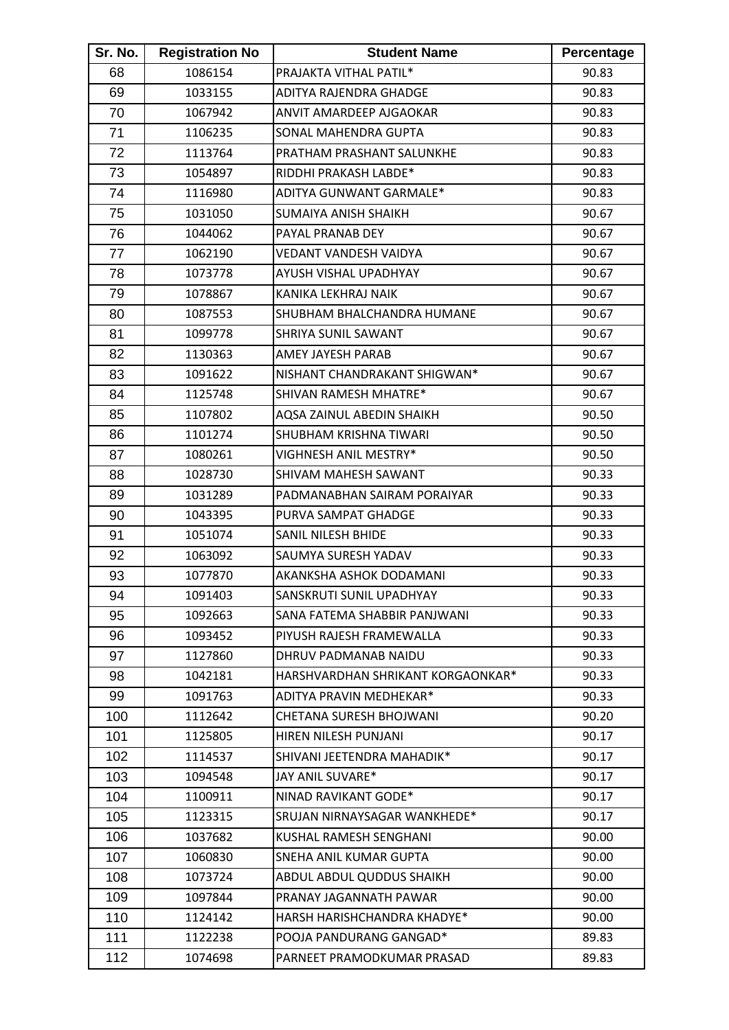| Sr. No. | Registration No | Student Name | Percentage |
|---|---|---|---|
| 68 | 1086154 | PRAJAKTA VITHAL PATIL* | 90.83 |
| 69 | 1033155 | ADITYA RAJENDRA GHADGE | 90.83 |
| 70 | 1067942 | ANVIT AMARDEEP AJGAOKAR | 90.83 |
| 71 | 1106235 | SONAL MAHENDRA GUPTA | 90.83 |
| 72 | 1113764 | PRATHAM PRASHANT SALUNKHE | 90.83 |
| 73 | 1054897 | RIDDHI PRAKASH LABDE* | 90.83 |
| 74 | 1116980 | ADITYA GUNWANT GARMALE* | 90.83 |
| 75 | 1031050 | SUMAIYA ANISH SHAIKH | 90.67 |
| 76 | 1044062 | PAYAL PRANAB DEY | 90.67 |
| 77 | 1062190 | VEDANT VANDESH VAIDYA | 90.67 |
| 78 | 1073778 | AYUSH VISHAL UPADHYAY | 90.67 |
| 79 | 1078867 | KANIKA LEKHRAJ NAIK | 90.67 |
| 80 | 1087553 | SHUBHAM BHALCHANDRA HUMANE | 90.67 |
| 81 | 1099778 | SHRIYA SUNIL SAWANT | 90.67 |
| 82 | 1130363 | AMEY JAYESH PARAB | 90.67 |
| 83 | 1091622 | NISHANT CHANDRAKANT SHIGWAN* | 90.67 |
| 84 | 1125748 | SHIVAN RAMESH MHATRE* | 90.67 |
| 85 | 1107802 | AQSA ZAINUL ABEDIN SHAIKH | 90.50 |
| 86 | 1101274 | SHUBHAM KRISHNA TIWARI | 90.50 |
| 87 | 1080261 | VIGHNESH ANIL MESTRY* | 90.50 |
| 88 | 1028730 | SHIVAM MAHESH SAWANT | 90.33 |
| 89 | 1031289 | PADMANABHAN SAIRAM PORAIYAR | 90.33 |
| 90 | 1043395 | PURVA SAMPAT GHADGE | 90.33 |
| 91 | 1051074 | SANIL NILESH BHIDE | 90.33 |
| 92 | 1063092 | SAUMYA SURESH YADAV | 90.33 |
| 93 | 1077870 | AKANKSHA ASHOK DODAMANI | 90.33 |
| 94 | 1091403 | SANSKRUTI SUNIL UPADHYAY | 90.33 |
| 95 | 1092663 | SANA FATEMA SHABBIR PANJWANI | 90.33 |
| 96 | 1093452 | PIYUSH RAJESH FRAMEWALLA | 90.33 |
| 97 | 1127860 | DHRUV PADMANAB NAIDU | 90.33 |
| 98 | 1042181 | HARSHVARDHAN SHRIKANT KORGAONKAR* | 90.33 |
| 99 | 1091763 | ADITYA PRAVIN MEDHEKAR* | 90.33 |
| 100 | 1112642 | CHETANA SURESH BHOJWANI | 90.20 |
| 101 | 1125805 | HIREN NILESH PUNJANI | 90.17 |
| 102 | 1114537 | SHIVANI JEETENDRA MAHADIK* | 90.17 |
| 103 | 1094548 | JAY ANIL SUVARE* | 90.17 |
| 104 | 1100911 | NINAD RAVIKANT GODE* | 90.17 |
| 105 | 1123315 | SRUJAN NIRNAYSAGAR WANKHEDE* | 90.17 |
| 106 | 1037682 | KUSHAL RAMESH SENGHANI | 90.00 |
| 107 | 1060830 | SNEHA ANIL KUMAR GUPTA | 90.00 |
| 108 | 1073724 | ABDUL ABDUL QUDDUS SHAIKH | 90.00 |
| 109 | 1097844 | PRANAY JAGANNATH PAWAR | 90.00 |
| 110 | 1124142 | HARSH HARISHCHANDRA KHADYE* | 90.00 |
| 111 | 1122238 | POOJA PANDURANG GANGAD* | 89.83 |
| 112 | 1074698 | PARNEET PRAMODKUMAR PRASAD | 89.83 |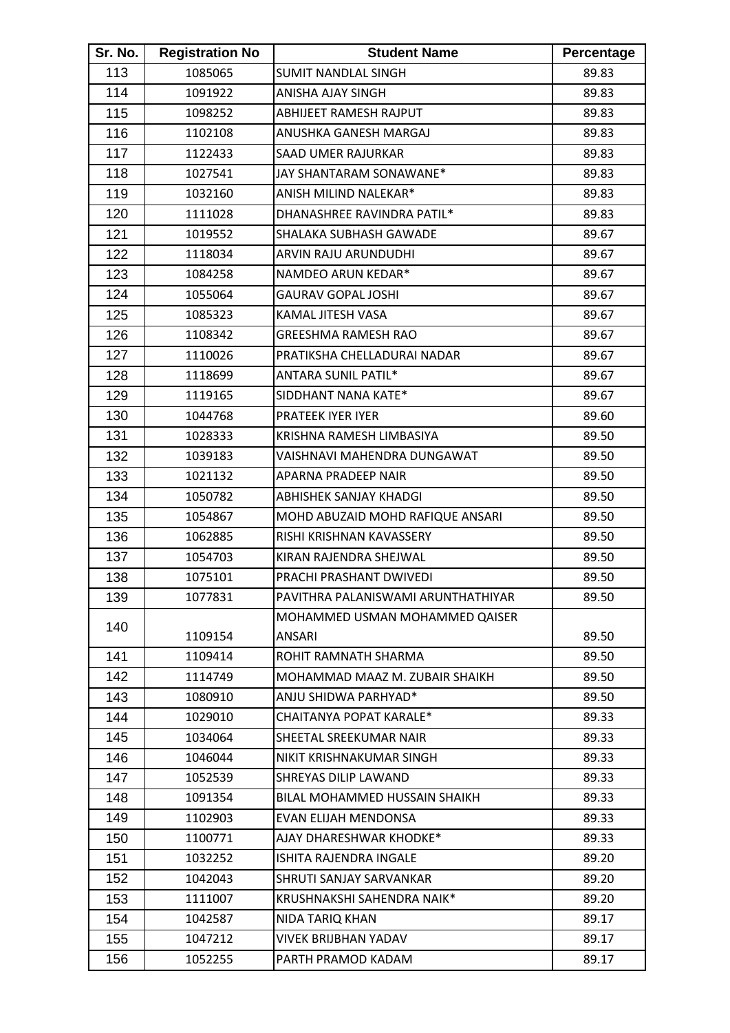| Sr. No. | Registration No | Student Name | Percentage |
|---|---|---|---|
| 113 | 1085065 | SUMIT NANDLAL SINGH | 89.83 |
| 114 | 1091922 | ANISHA AJAY SINGH | 89.83 |
| 115 | 1098252 | ABHIJEET RAMESH RAJPUT | 89.83 |
| 116 | 1102108 | ANUSHKA GANESH MARGAJ | 89.83 |
| 117 | 1122433 | SAAD UMER RAJURKAR | 89.83 |
| 118 | 1027541 | JAY SHANTARAM SONAWANE* | 89.83 |
| 119 | 1032160 | ANISH MILIND NALEKAR* | 89.83 |
| 120 | 1111028 | DHANASHREE RAVINDRA PATIL* | 89.83 |
| 121 | 1019552 | SHALAKA SUBHASH GAWADE | 89.67 |
| 122 | 1118034 | ARVIN RAJU ARUNDUDHI | 89.67 |
| 123 | 1084258 | NAMDEO ARUN KEDAR* | 89.67 |
| 124 | 1055064 | GAURAV GOPAL JOSHI | 89.67 |
| 125 | 1085323 | KAMAL JITESH VASA | 89.67 |
| 126 | 1108342 | GREESHMA RAMESH RAO | 89.67 |
| 127 | 1110026 | PRATIKSHA CHELLADURAI NADAR | 89.67 |
| 128 | 1118699 | ANTARA SUNIL PATIL* | 89.67 |
| 129 | 1119165 | SIDDHANT NANA KATE* | 89.67 |
| 130 | 1044768 | PRATEEK IYER IYER | 89.60 |
| 131 | 1028333 | KRISHNA RAMESH LIMBASIYA | 89.50 |
| 132 | 1039183 | VAISHNAVI MAHENDRA DUNGAWAT | 89.50 |
| 133 | 1021132 | APARNA PRADEEP NAIR | 89.50 |
| 134 | 1050782 | ABHISHEK SANJAY KHADGI | 89.50 |
| 135 | 1054867 | MOHD ABUZAID MOHD RAFIQUE ANSARI | 89.50 |
| 136 | 1062885 | RISHI KRISHNAN KAVASSERY | 89.50 |
| 137 | 1054703 | KIRAN RAJENDRA SHEJWAL | 89.50 |
| 138 | 1075101 | PRACHI PRASHANT DWIVEDI | 89.50 |
| 139 | 1077831 | PAVITHRA PALANISWAMI ARUNTHATHIYAR | 89.50 |
| 140 | 1109154 | MOHAMMED USMAN MOHAMMED QAISER ANSARI | 89.50 |
| 141 | 1109414 | ROHIT RAMNATH SHARMA | 89.50 |
| 142 | 1114749 | MOHAMMAD MAAZ M. ZUBAIR SHAIKH | 89.50 |
| 143 | 1080910 | ANJU SHIDWA PARHYAD* | 89.50 |
| 144 | 1029010 | CHAITANYA POPAT KARALE* | 89.33 |
| 145 | 1034064 | SHEETAL SREEKUMAR NAIR | 89.33 |
| 146 | 1046044 | NIKIT KRISHNAKUMAR SINGH | 89.33 |
| 147 | 1052539 | SHREYAS DILIP LAWAND | 89.33 |
| 148 | 1091354 | BILAL MOHAMMED HUSSAIN SHAIKH | 89.33 |
| 149 | 1102903 | EVAN ELIJAH MENDONSA | 89.33 |
| 150 | 1100771 | AJAY DHARESHWAR KHODKE* | 89.33 |
| 151 | 1032252 | ISHITA RAJENDRA INGALE | 89.20 |
| 152 | 1042043 | SHRUTI SANJAY SARVANKAR | 89.20 |
| 153 | 1111007 | KRUSHNAKSHI SAHENDRA NAIK* | 89.20 |
| 154 | 1042587 | NIDA TARIQ KHAN | 89.17 |
| 155 | 1047212 | VIVEK BRIJBHAN YADAV | 89.17 |
| 156 | 1052255 | PARTH PRAMOD KADAM | 89.17 |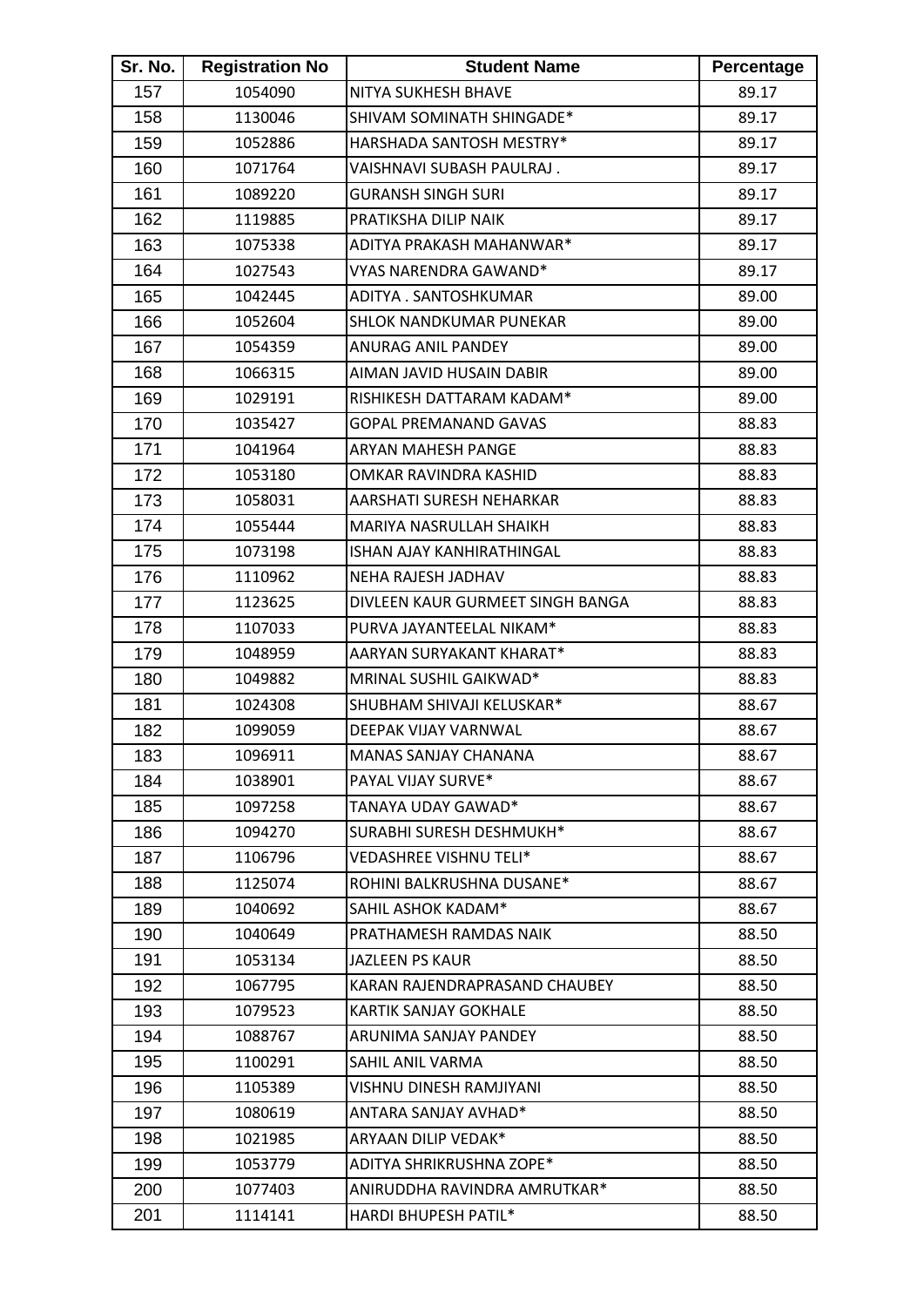| Sr. No. | Registration No | Student Name | Percentage |
|---|---|---|---|
| 157 | 1054090 | NITYA SUKHESH BHAVE | 89.17 |
| 158 | 1130046 | SHIVAM SOMINATH SHINGADE* | 89.17 |
| 159 | 1052886 | HARSHADA SANTOSH MESTRY* | 89.17 |
| 160 | 1071764 | VAISHNAVI SUBASH PAULRAJ . | 89.17 |
| 161 | 1089220 | GURANSH SINGH SURI | 89.17 |
| 162 | 1119885 | PRATIKSHA DILIP NAIK | 89.17 |
| 163 | 1075338 | ADITYA PRAKASH MAHANWAR* | 89.17 |
| 164 | 1027543 | VYAS NARENDRA GAWAND* | 89.17 |
| 165 | 1042445 | ADITYA . SANTOSHKUMAR | 89.00 |
| 166 | 1052604 | SHLOK NANDKUMAR PUNEKAR | 89.00 |
| 167 | 1054359 | ANURAG ANIL PANDEY | 89.00 |
| 168 | 1066315 | AIMAN JAVID HUSAIN DABIR | 89.00 |
| 169 | 1029191 | RISHIKESH DATTARAM KADAM* | 89.00 |
| 170 | 1035427 | GOPAL PREMANAND GAVAS | 88.83 |
| 171 | 1041964 | ARYAN MAHESH PANGE | 88.83 |
| 172 | 1053180 | OMKAR RAVINDRA KASHID | 88.83 |
| 173 | 1058031 | AARSHATI SURESH NEHARKAR | 88.83 |
| 174 | 1055444 | MARIYA NASRULLAH SHAIKH | 88.83 |
| 175 | 1073198 | ISHAN AJAY KANHIRATHINGAL | 88.83 |
| 176 | 1110962 | NEHA RAJESH JADHAV | 88.83 |
| 177 | 1123625 | DIVLEEN KAUR GURMEET SINGH BANGA | 88.83 |
| 178 | 1107033 | PURVA JAYANTEELAL NIKAM* | 88.83 |
| 179 | 1048959 | AARYAN SURYAKANT KHARAT* | 88.83 |
| 180 | 1049882 | MRINAL SUSHIL GAIKWAD* | 88.83 |
| 181 | 1024308 | SHUBHAM SHIVAJI KELUSKAR* | 88.67 |
| 182 | 1099059 | DEEPAK VIJAY VARNWAL | 88.67 |
| 183 | 1096911 | MANAS SANJAY CHANANA | 88.67 |
| 184 | 1038901 | PAYAL VIJAY SURVE* | 88.67 |
| 185 | 1097258 | TANAYA UDAY GAWAD* | 88.67 |
| 186 | 1094270 | SURABHI SURESH DESHMUKH* | 88.67 |
| 187 | 1106796 | VEDASHREE VISHNU TELI* | 88.67 |
| 188 | 1125074 | ROHINI BALKRUSHNA DUSANE* | 88.67 |
| 189 | 1040692 | SAHIL ASHOK KADAM* | 88.67 |
| 190 | 1040649 | PRATHAMESH RAMDAS NAIK | 88.50 |
| 191 | 1053134 | JAZLEEN PS KAUR | 88.50 |
| 192 | 1067795 | KARAN RAJENDRAPRASAND CHAUBEY | 88.50 |
| 193 | 1079523 | KARTIK SANJAY GOKHALE | 88.50 |
| 194 | 1088767 | ARUNIMA SANJAY PANDEY | 88.50 |
| 195 | 1100291 | SAHIL ANIL VARMA | 88.50 |
| 196 | 1105389 | VISHNU DINESH RAMJIYANI | 88.50 |
| 197 | 1080619 | ANTARA SANJAY AVHAD* | 88.50 |
| 198 | 1021985 | ARYAAN DILIP VEDAK* | 88.50 |
| 199 | 1053779 | ADITYA SHRIKRUSHNA ZOPE* | 88.50 |
| 200 | 1077403 | ANIRUDDHA RAVINDRA AMRUTKAR* | 88.50 |
| 201 | 1114141 | HARDI BHUPESH PATIL* | 88.50 |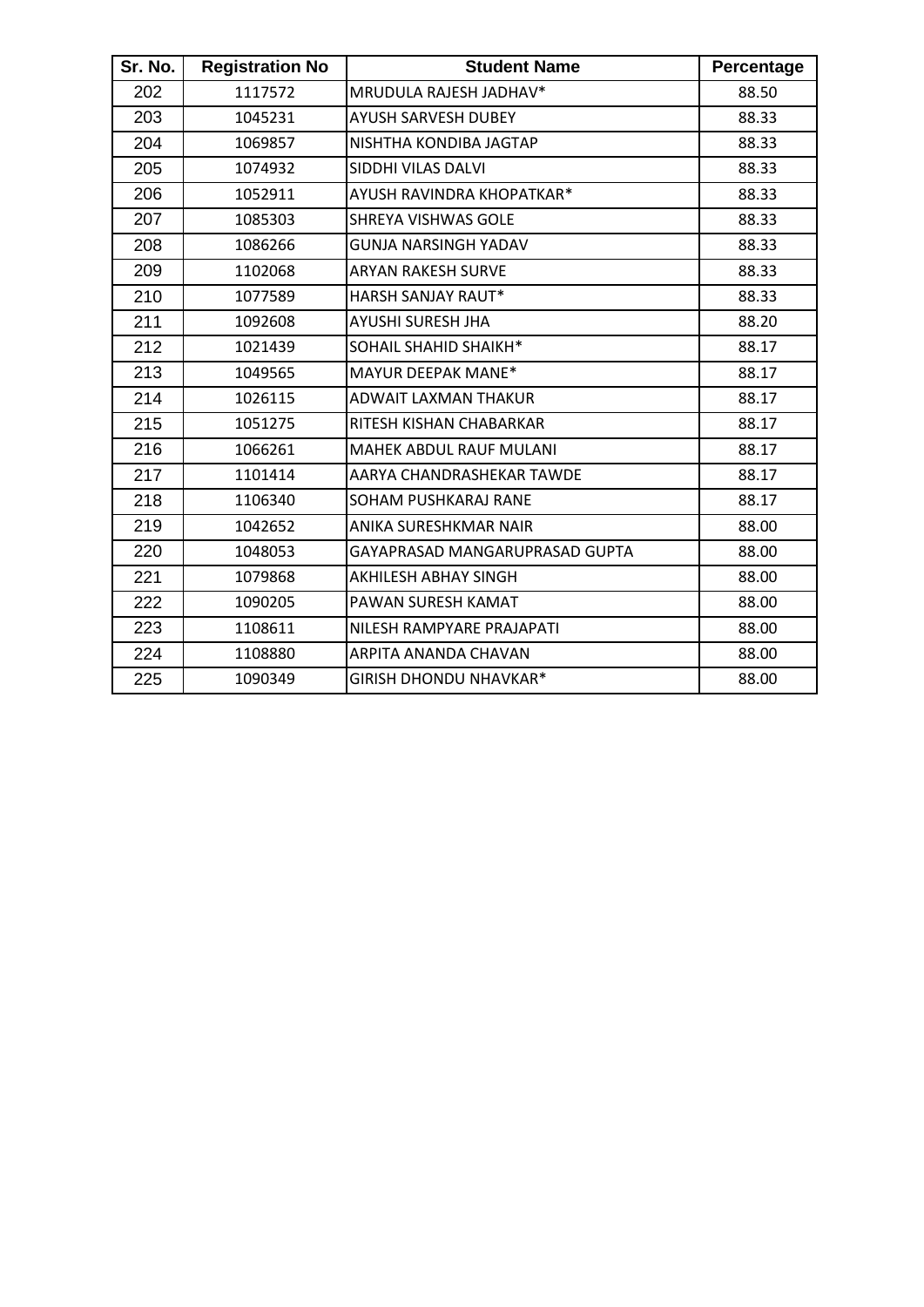| Sr. No. | Registration No | Student Name | Percentage |
| --- | --- | --- | --- |
| 202 | 1117572 | MRUDULA RAJESH JADHAV* | 88.50 |
| 203 | 1045231 | AYUSH SARVESH DUBEY | 88.33 |
| 204 | 1069857 | NISHTHA KONDIBA JAGTAP | 88.33 |
| 205 | 1074932 | SIDDHI VILAS DALVI | 88.33 |
| 206 | 1052911 | AYUSH RAVINDRA KHOPATKAR* | 88.33 |
| 207 | 1085303 | SHREYA VISHWAS GOLE | 88.33 |
| 208 | 1086266 | GUNJA NARSINGH YADAV | 88.33 |
| 209 | 1102068 | ARYAN RAKESH SURVE | 88.33 |
| 210 | 1077589 | HARSH SANJAY RAUT* | 88.33 |
| 211 | 1092608 | AYUSHI SURESH JHA | 88.20 |
| 212 | 1021439 | SOHAIL SHAHID SHAIKH* | 88.17 |
| 213 | 1049565 | MAYUR DEEPAK MANE* | 88.17 |
| 214 | 1026115 | ADWAIT LAXMAN THAKUR | 88.17 |
| 215 | 1051275 | RITESH KISHAN CHABARKAR | 88.17 |
| 216 | 1066261 | MAHEK ABDUL RAUF MULANI | 88.17 |
| 217 | 1101414 | AARYA CHANDRASHEKAR TAWDE | 88.17 |
| 218 | 1106340 | SOHAM PUSHKARAJ RANE | 88.17 |
| 219 | 1042652 | ANIKA SURESHKMAR NAIR | 88.00 |
| 220 | 1048053 | GAYAPRASAD MANGARUPRASAD GUPTA | 88.00 |
| 221 | 1079868 | AKHILESH ABHAY SINGH | 88.00 |
| 222 | 1090205 | PAWAN SURESH KAMAT | 88.00 |
| 223 | 1108611 | NILESH RAMPYARE PRAJAPATI | 88.00 |
| 224 | 1108880 | ARPITA ANANDA CHAVAN | 88.00 |
| 225 | 1090349 | GIRISH DHONDU NHAVKAR* | 88.00 |